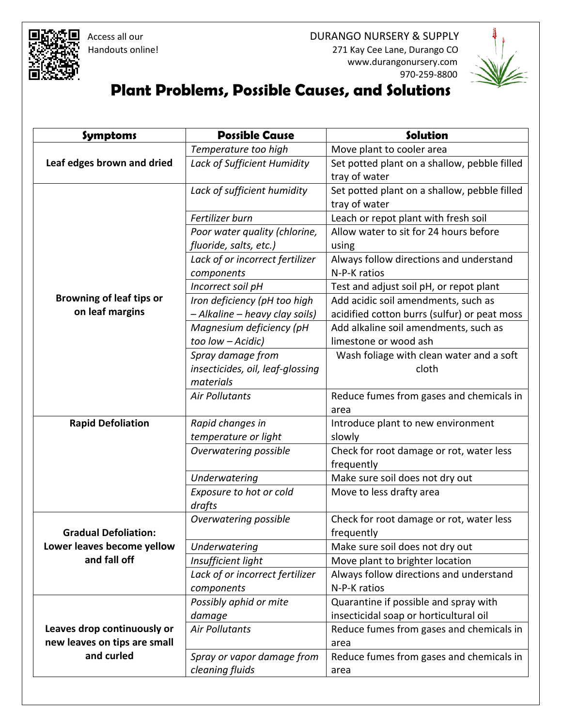Access all our Handouts online!

DURANGO NURSERY & SUPPLY
271 Kay Cee Lane, Durango CO
www.durangonursery.com
970-259-8800

# Plant Problems, Possible Causes, and Solutions

| Symptoms | Possible Cause | Solution |
|---|---|---|
| **Leaf edges brown and dried** | *Temperature too high* | Move plant to cooler area |
| | *Lack of Sufficient Humidity* | Set potted plant on a shallow, pebble filled tray of water |
| **Browning of leaf tips or on leaf margins** | *Lack of sufficient humidity* | Set potted plant on a shallow, pebble filled tray of water |
| | *Fertilizer burn* | Leach or repot plant with fresh soil |
| | *Poor water quality (chlorine, fluoride, salts, etc.)* | Allow water to sit for 24 hours before using |
| | *Lack of or incorrect fertilizer components* | Always follow directions and understand N-P-K ratios |
| | *Incorrect soil pH* | Test and adjust soil pH, or repot plant |
| | *Iron deficiency (pH too high – Alkaline – heavy clay soils)* | Add acidic soil amendments, such as acidified cotton burrs (sulfur) or peat moss |
| | *Magnesium deficiency (pH too low – Acidic)* | Add alkaline soil amendments, such as limestone or wood ash |
| | *Spray damage from insecticides, oil, leaf-glossing materials* | Wash foliage with clean water and a soft cloth |
| | *Air Pollutants* | Reduce fumes from gases and chemicals in area |
| **Rapid Defoliation** | *Rapid changes in temperature or light* | Introduce plant to new environment slowly |
| | *Overwatering possible* | Check for root damage or rot, water less frequently |
| | *Underwatering* | Make sure soil does not dry out |
| | *Exposure to hot or cold drafts* | Move to less drafty area |
| **Gradual Defoliation: Lower leaves become yellow and fall off** | *Overwatering possible* | Check for root damage or rot, water less frequently |
| | *Underwatering* | Make sure soil does not dry out |
| | *Insufficient light* | Move plant to brighter location |
| | *Lack of or incorrect fertilizer components* | Always follow directions and understand N-P-K ratios |
| **Leaves drop continuously or new leaves on tips are small and curled** | *Possibly aphid or mite damage* | Quarantine if possible and spray with insecticidal soap or horticultural oil |
| | *Air Pollutants* | Reduce fumes from gases and chemicals in area |
| | *Spray or vapor damage from cleaning fluids* | Reduce fumes from gases and chemicals in area |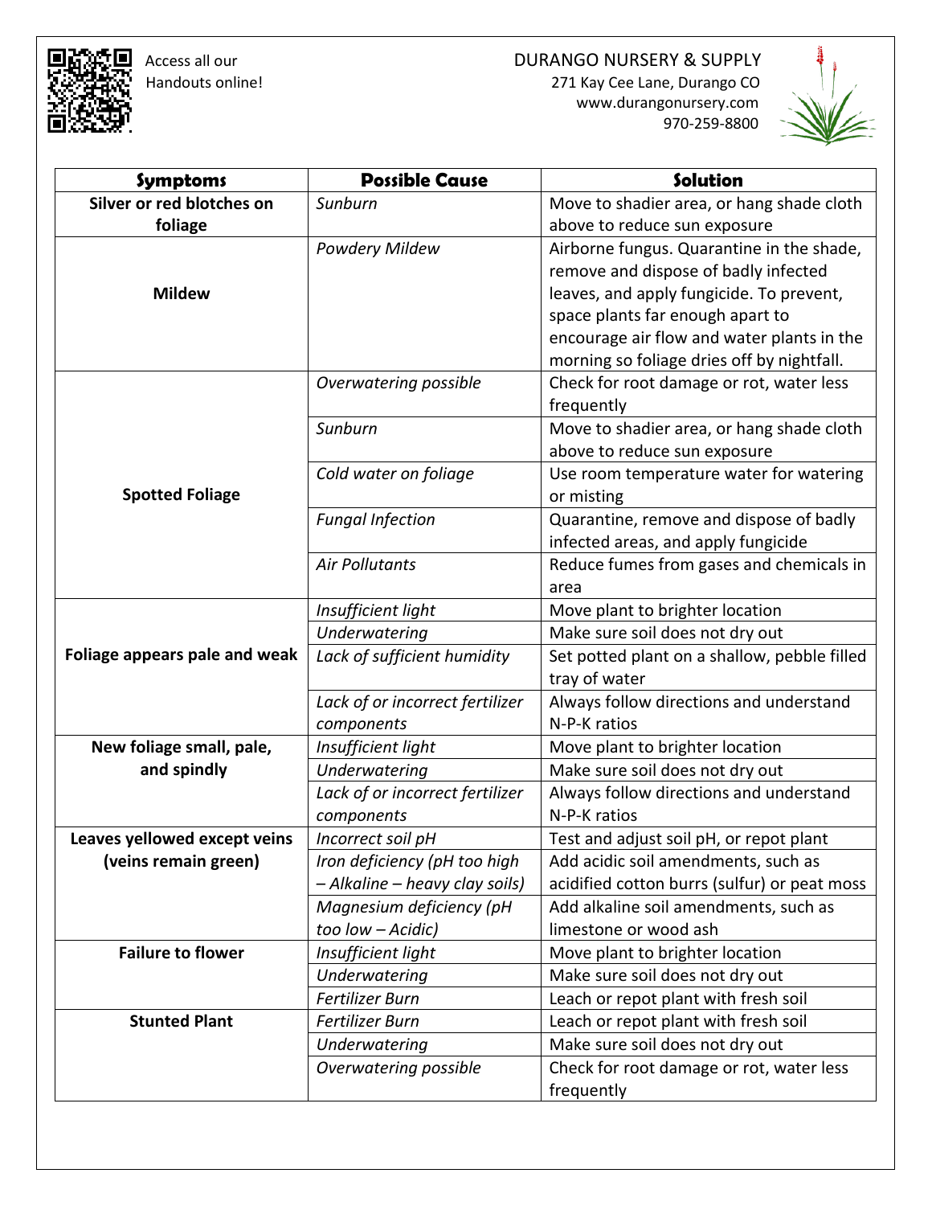Access all our Handouts online!

DURANGO NURSERY & SUPPLY
271 Kay Cee Lane, Durango CO
www.durangonursery.com
970-259-8800

| Symptoms | Possible Cause | Solution |
|---|---|---|
| **Silver or red blotches on foliage** | *Sunburn* | Move to shadier area, or hang shade cloth above to reduce sun exposure |
| **Mildew** | *Powdery Mildew* | Airborne fungus. Quarantine in the shade, remove and dispose of badly infected leaves, and apply fungicide. To prevent, space plants far enough apart to encourage air flow and water plants in the morning so foliage dries off by nightfall. |
| **Spotted Foliage** | *Overwatering possible* | Check for root damage or rot, water less frequently |
| | *Sunburn* | Move to shadier area, or hang shade cloth above to reduce sun exposure |
| | *Cold water on foliage* | Use room temperature water for watering or misting |
| | *Fungal Infection* | Quarantine, remove and dispose of badly infected areas, and apply fungicide |
| | *Air Pollutants* | Reduce fumes from gases and chemicals in area |
| **Foliage appears pale and weak** | *Insufficient light* | Move plant to brighter location |
| | *Underwatering* | Make sure soil does not dry out |
| | *Lack of sufficient humidity* | Set potted plant on a shallow, pebble filled tray of water |
| | *Lack of or incorrect fertilizer components* | Always follow directions and understand N-P-K ratios |
| **New foliage small, pale, and spindly** | *Insufficient light* | Move plant to brighter location |
| | *Underwatering* | Make sure soil does not dry out |
| | *Lack of or incorrect fertilizer components* | Always follow directions and understand N-P-K ratios |
| **Leaves yellowed except veins (veins remain green)** | *Incorrect soil pH* | Test and adjust soil pH, or repot plant |
| | *Iron deficiency (pH too high – Alkaline – heavy clay soils)* | Add acidic soil amendments, such as acidified cotton burrs (sulfur) or peat moss |
| | *Magnesium deficiency (pH too low – Acidic)* | Add alkaline soil amendments, such as limestone or wood ash |
| **Failure to flower** | *Insufficient light* | Move plant to brighter location |
| | *Underwatering* | Make sure soil does not dry out |
| | *Fertilizer Burn* | Leach or repot plant with fresh soil |
| **Stunted Plant** | *Fertilizer Burn* | Leach or repot plant with fresh soil |
| | *Underwatering* | Make sure soil does not dry out |
| | *Overwatering possible* | Check for root damage or rot, water less frequently |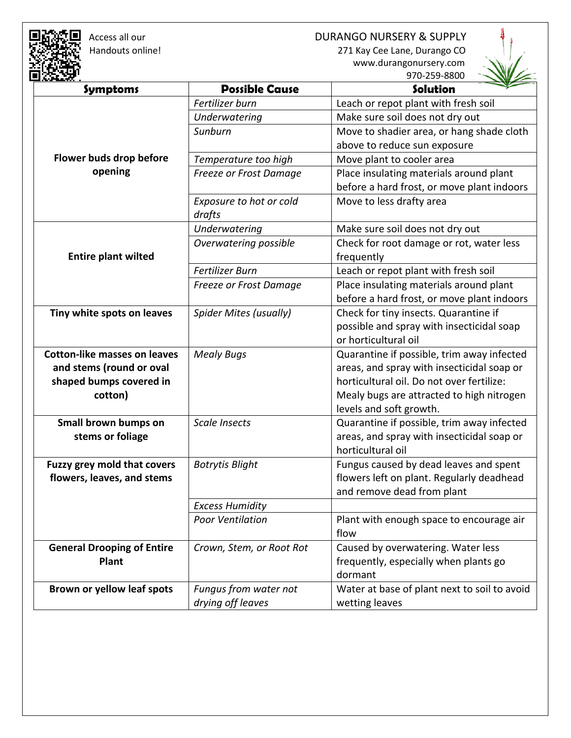Access all our Handouts online!

DURANGO NURSERY & SUPPLY
271 Kay Cee Lane, Durango CO
www.durangonursery.com
970-259-8800

| **Symptoms** | **Possible Cause** | **Solution** |
|---|---|---|
| **Flower buds drop before opening** | *Fertilizer burn* | Leach or repot plant with fresh soil |
| | *Underwatering* | Make sure soil does not dry out |
| | *Sunburn* | Move to shadier area, or hang shade cloth above to reduce sun exposure |
| | *Temperature too high* | Move plant to cooler area |
| | *Freeze or Frost Damage* | Place insulating materials around plant before a hard frost, or move plant indoors |
| | *Exposure to hot or cold drafts* | Move to less drafty area |
| **Entire plant wilted** | *Underwatering* | Make sure soil does not dry out |
| | *Overwatering possible* | Check for root damage or rot, water less frequently |
| | *Fertilizer Burn* | Leach or repot plant with fresh soil |
| | *Freeze or Frost Damage* | Place insulating materials around plant before a hard frost, or move plant indoors |
| **Tiny white spots on leaves** | *Spider Mites (usually)* | Check for tiny insects. Quarantine if possible and spray with insecticidal soap or horticultural oil |
| **Cotton-like masses on leaves and stems (round or oval shaped bumps covered in cotton)** | *Mealy Bugs* | Quarantine if possible, trim away infected areas, and spray with insecticidal soap or horticultural oil. Do not over fertilize: Mealy bugs are attracted to high nitrogen levels and soft growth. |
| **Small brown bumps on stems or foliage** | *Scale Insects* | Quarantine if possible, trim away infected areas, and spray with insecticidal soap or horticultural oil |
| **Fuzzy grey mold that covers flowers, leaves, and stems** | *Botrytis Blight* | Fungus caused by dead leaves and spent flowers left on plant. Regularly deadhead and remove dead from plant |
| | *Excess Humidity* | |
| | *Poor Ventilation* | Plant with enough space to encourage air flow |
| **General Drooping of Entire Plant** | *Crown, Stem, or Root Rot* | Caused by overwatering. Water less frequently, especially when plants go dormant |
| **Brown or yellow leaf spots** | *Fungus from water not drying off leaves* | Water at base of plant next to soil to avoid wetting leaves |